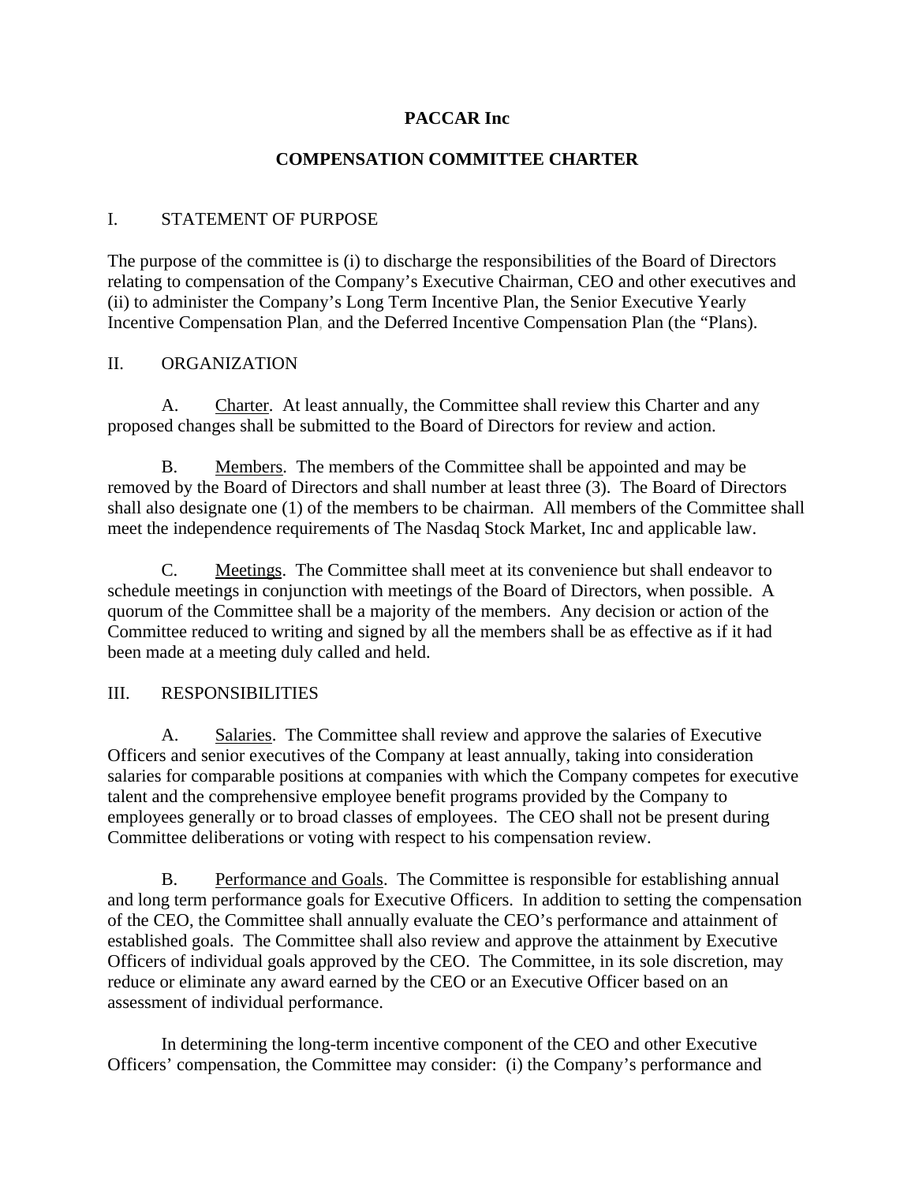**PACCAR Inc**

**COMPENSATION COMMITTEE CHARTER**

## I. STATEMENT OF PURPOSE

The purpose of the committee is (i) to discharge the responsibilities of the Board of Directors relating to compensation of the Company's Executive Chairman, CEO and other executives and (ii) to administer the Company's Long Term Incentive Plan, the Senior Executive Yearly Incentive Compensation Plan, and the Deferred Incentive Compensation Plan (the "Plans).

## II. ORGANIZATION

A. Charter. At least annually, the Committee shall review this Charter and any proposed changes shall be submitted to the Board of Directors for review and action.

B. Members. The members of the Committee shall be appointed and may be removed by the Board of Directors and shall number at least three (3). The Board of Directors shall also designate one (1) of the members to be chairman. All members of the Committee shall meet the independence requirements of The Nasdaq Stock Market, Inc and applicable law.

C. Meetings. The Committee shall meet at its convenience but shall endeavor to schedule meetings in conjunction with meetings of the Board of Directors, when possible. A quorum of the Committee shall be a majority of the members. Any decision or action of the Committee reduced to writing and signed by all the members shall be as effective as if it had been made at a meeting duly called and held.

## III. RESPONSIBILITIES

A. Salaries. The Committee shall review and approve the salaries of Executive Officers and senior executives of the Company at least annually, taking into consideration salaries for comparable positions at companies with which the Company competes for executive talent and the comprehensive employee benefit programs provided by the Company to employees generally or to broad classes of employees. The CEO shall not be present during Committee deliberations or voting with respect to his compensation review.

B. Performance and Goals. The Committee is responsible for establishing annual and long term performance goals for Executive Officers. In addition to setting the compensation of the CEO, the Committee shall annually evaluate the CEO's performance and attainment of established goals. The Committee shall also review and approve the attainment by Executive Officers of individual goals approved by the CEO. The Committee, in its sole discretion, may reduce or eliminate any award earned by the CEO or an Executive Officer based on an assessment of individual performance.

In determining the long-term incentive component of the CEO and other Executive Officers' compensation, the Committee may consider: (i) the Company's performance and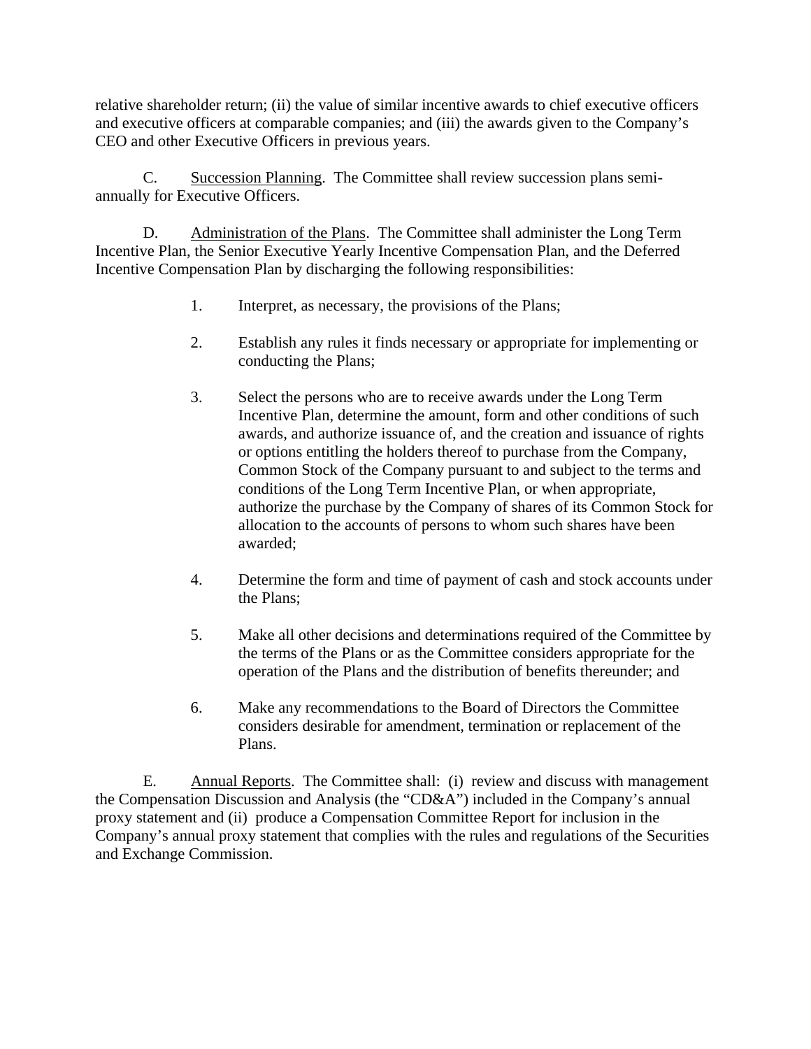relative shareholder return; (ii) the value of similar incentive awards to chief executive officers and executive officers at comparable companies; and (iii) the awards given to the Company's CEO and other Executive Officers in previous years.

C. Succession Planning. The Committee shall review succession plans semi-annually for Executive Officers.

D. Administration of the Plans. The Committee shall administer the Long Term Incentive Plan, the Senior Executive Yearly Incentive Compensation Plan, and the Deferred Incentive Compensation Plan by discharging the following responsibilities:

1. Interpret, as necessary, the provisions of the Plans;

2. Establish any rules it finds necessary or appropriate for implementing or conducting the Plans;

3. Select the persons who are to receive awards under the Long Term Incentive Plan, determine the amount, form and other conditions of such awards, and authorize issuance of, and the creation and issuance of rights or options entitling the holders thereof to purchase from the Company, Common Stock of the Company pursuant to and subject to the terms and conditions of the Long Term Incentive Plan, or when appropriate, authorize the purchase by the Company of shares of its Common Stock for allocation to the accounts of persons to whom such shares have been awarded;

4. Determine the form and time of payment of cash and stock accounts under the Plans;

5. Make all other decisions and determinations required of the Committee by the terms of the Plans or as the Committee considers appropriate for the operation of the Plans and the distribution of benefits thereunder; and

6. Make any recommendations to the Board of Directors the Committee considers desirable for amendment, termination or replacement of the Plans.

E. Annual Reports. The Committee shall: (i) review and discuss with management the Compensation Discussion and Analysis (the "CD&A") included in the Company's annual proxy statement and (ii) produce a Compensation Committee Report for inclusion in the Company's annual proxy statement that complies with the rules and regulations of the Securities and Exchange Commission.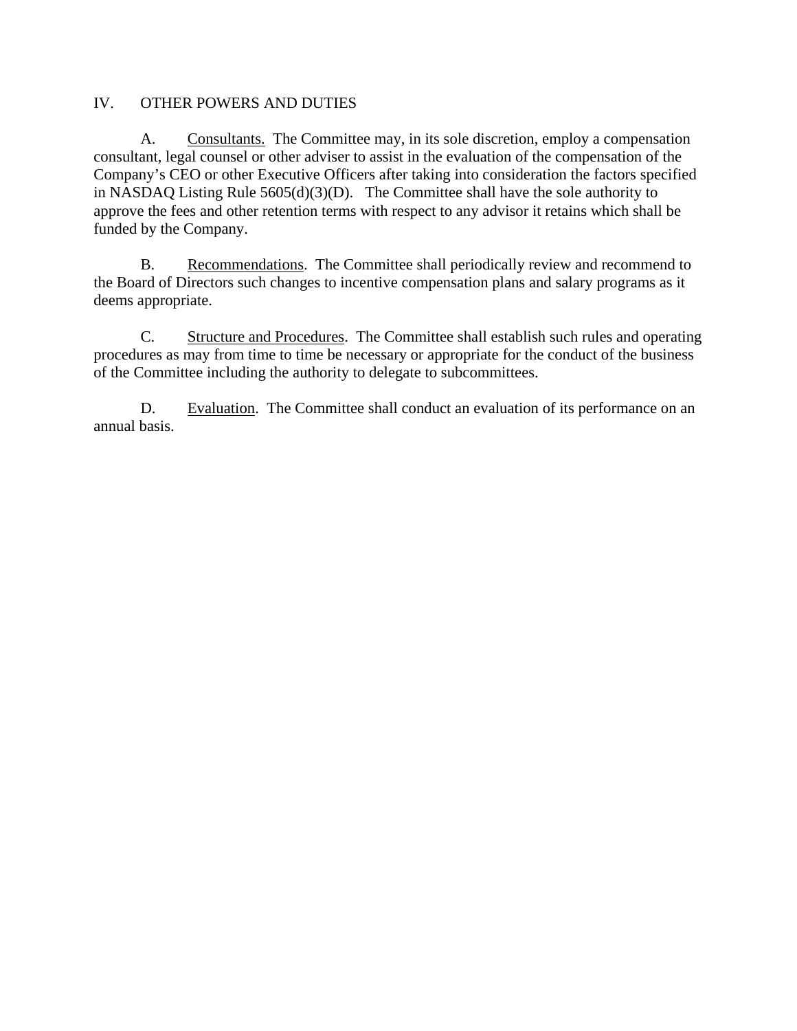## IV. OTHER POWERS AND DUTIES

A. Consultants. The Committee may, in its sole discretion, employ a compensation consultant, legal counsel or other adviser to assist in the evaluation of the compensation of the Company's CEO or other Executive Officers after taking into consideration the factors specified in NASDAQ Listing Rule 5605(d)(3)(D). The Committee shall have the sole authority to approve the fees and other retention terms with respect to any advisor it retains which shall be funded by the Company.

B. Recommendations. The Committee shall periodically review and recommend to the Board of Directors such changes to incentive compensation plans and salary programs as it deems appropriate.

C. Structure and Procedures. The Committee shall establish such rules and operating procedures as may from time to time be necessary or appropriate for the conduct of the business of the Committee including the authority to delegate to subcommittees.

D. Evaluation. The Committee shall conduct an evaluation of its performance on an annual basis.